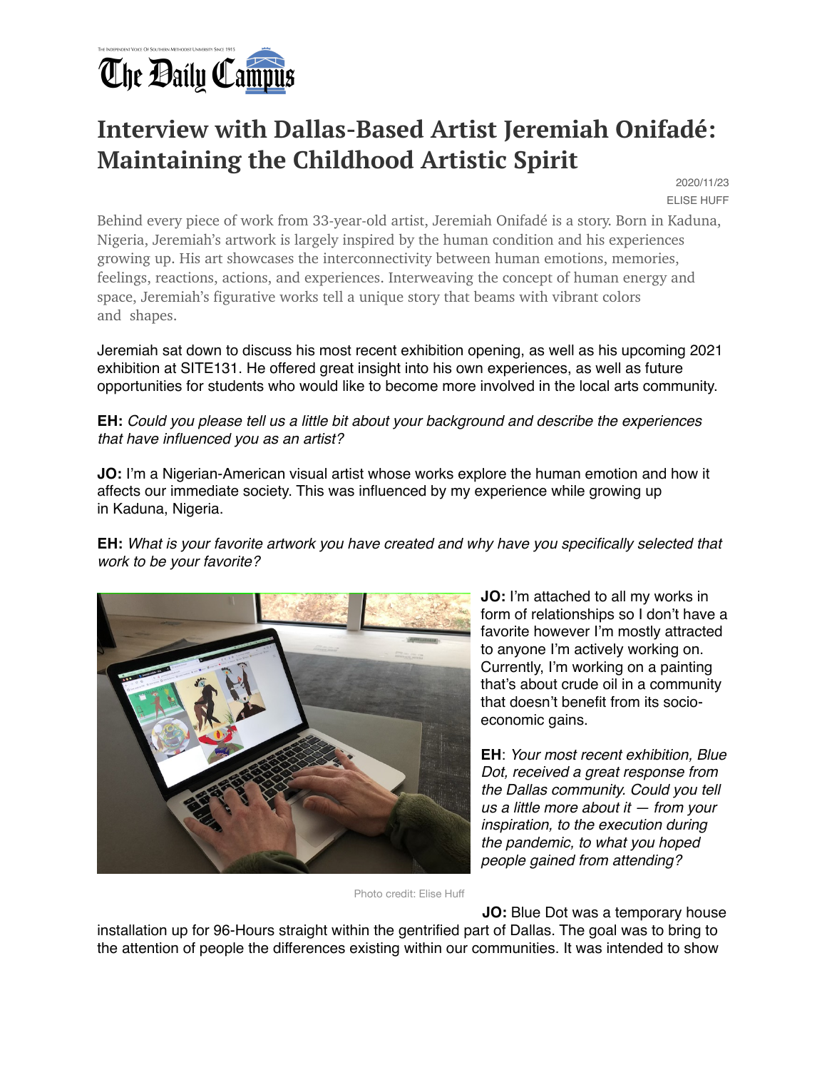The Independent Voice Of Southern Methodist University Since 1915

The Daily Campus

# Interview with Dallas-Based Artist Jeremiah Onifadé: Maintaining the Childhood Artistic Spirit

2020/11/23

ELISE HUFF

Behind every piece of work from 33-year-old artist, Jeremiah Onifadé is a story. Born in Kaduna, Nigeria, Jeremiah's artwork is largely inspired by the human condition and his experiences growing up. His art showcases the interconnectivity between human emotions, memories, feelings, reactions, actions, and experiences. Interweaving the concept of human energy and space, Jeremiah's figurative works tell a unique story that beams with vibrant colors and shapes.

Jeremiah sat down to discuss his most recent exhibition opening, as well as his upcoming 2021 exhibition at SITE131. He offered great insight into his own experiences, as well as future opportunities for students who would like to become more involved in the local arts community.

**EH:** *Could you please tell us a little bit about your background and describe the experiences that have influenced you as an artist?*

**JO:** I'm a Nigerian-American visual artist whose works explore the human emotion and how it affects our immediate society. This was influenced by my experience while growing up in Kaduna, Nigeria.

**EH:** *What is your favorite artwork you have created and why have you specifically selected that work to be your favorite?*

**JO:** I'm attached to all my works in form of relationships so I don't have a favorite however I'm mostly attracted to anyone I'm actively working on. Currently, I'm working on a painting that's about crude oil in a community that doesn't benefit from its socio-economic gains.

Photo credit: Elise Huff

**EH**: *Your most recent exhibition, Blue Dot, received a great response from the Dallas community. Could you tell us a little more about it — from your inspiration, to the execution during the pandemic, to what you hoped people gained from attending?*

**JO:** Blue Dot was a temporary house installation up for 96-Hours straight within the gentrified part of Dallas. The goal was to bring to the attention of people the differences existing within our communities. It was intended to show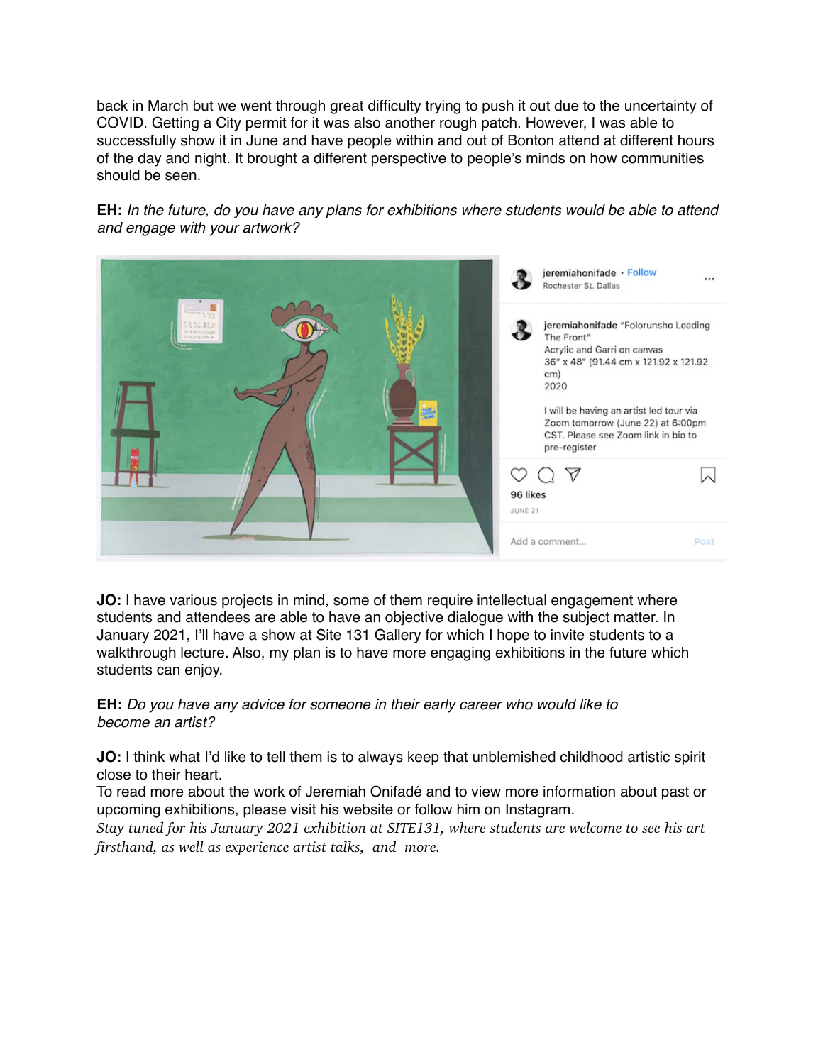back in March but we went through great difficulty trying to push it out due to the uncertainty of COVID. Getting a City permit for it was also another rough patch. However, I was able to successfully show it in June and have people within and out of Bonton attend at different hours of the day and night. It brought a different perspective to people's minds on how communities should be seen.

**EH:** *In the future, do you have any plans for exhibitions where students would be able to attend and engage with your artwork?*

jeremiahonifade • Follow
Rochester St. Dallas

jeremiahonifade "Folorunsho Leading The Front"
Acrylic and Garri on canvas
36" x 48" (91.44 cm x 121.92 x 121.92 cm)
2020

I will be having an artist led tour via Zoom tomorrow (June 22) at 6:00pm CST. Please see Zoom link in bio to pre-register

96 likes
JUNE 21

Add a comment... Post

**JO:** I have various projects in mind, some of them require intellectual engagement where students and attendees are able to have an objective dialogue with the subject matter. In January 2021, I'll have a show at Site 131 Gallery for which I hope to invite students to a walkthrough lecture. Also, my plan is to have more engaging exhibitions in the future which students can enjoy.

**EH:** *Do you have any advice for someone in their early career who would like to become an artist?*

**JO:** I think what I'd like to tell them is to always keep that unblemished childhood artistic spirit close to their heart.

To read more about the work of Jeremiah Onifadé and to view more information about past or upcoming exhibitions, please visit his website or follow him on Instagram.

*Stay tuned for his January 2021 exhibition at SITE131, where students are welcome to see his art firsthand, as well as experience artist talks, and more.*